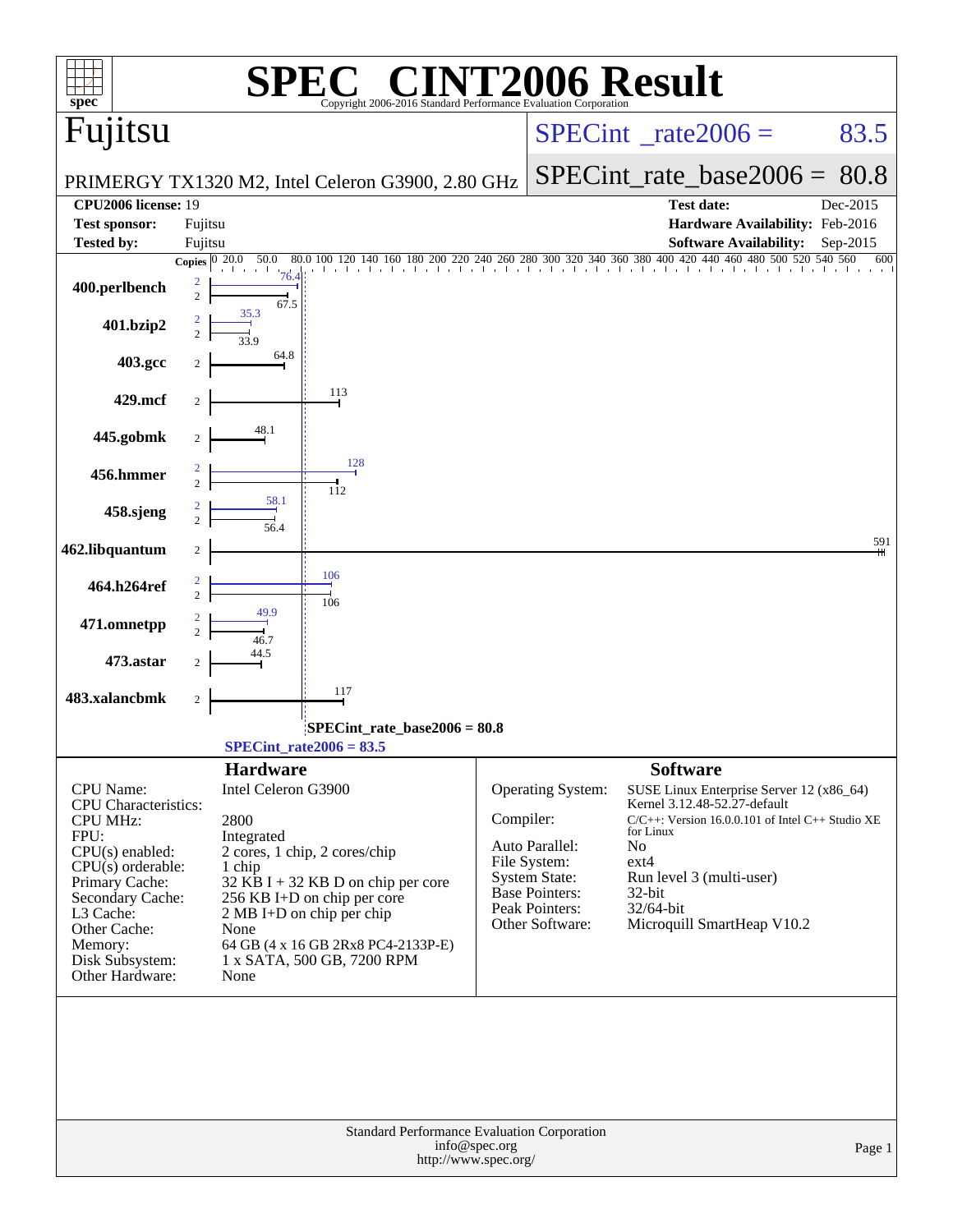# SPEC® CINT2006 Result

Copyright 2006-2016 Standard Performance Evaluation Corporation

## Fujitsu

PRIMERGY TX1320 M2, Intel Celeron G3900, 2.80 GHz

SPECint_rate2006 = 83.5

SPECint_rate_base2006 = 80.8

| | | | |
|---|---|---|---|
| **CPU2006 license:** | 19 | **Test date:** | Dec-2015 |
| **Test sponsor:** | Fujitsu | **Hardware Availability:** | Feb-2016 |
| **Tested by:** | Fujitsu | **Software Availability:** | Sep-2015 |

| Benchmark | Copies | Peak | Base |
|---|---|---|---|
| 400.perlbench | 2 | 76.4 | 67.5 |
| 401.bzip2 | 2 | 35.3 | 33.9 |
| 403.gcc | 2 | | 64.8 |
| 429.mcf | 2 | | 113 |
| 445.gobmk | 2 | | 48.1 |
| 456.hmmer | 2 | 128 | 112 |
| 458.sjeng | 2 | 58.1 | 56.4 |
| 462.libquantum | 2 | | 591 |
| 464.h264ref | 2 | 106 | 106 |
| 471.omnetpp | 2 | 49.9 | 46.7 |
| 473.astar | 2 | | 44.5 |
| 483.xalancbmk | 2 | | 117 |

SPECint_rate_base2006 = 80.8

SPECint_rate2006 = 83.5

### Hardware

| | |
|---|---|
| CPU Name: | Intel Celeron G3900 |
| CPU Characteristics: | |
| CPU MHz: | 2800 |
| FPU: | Integrated |
| CPU(s) enabled: | 2 cores, 1 chip, 2 cores/chip |
| CPU(s) orderable: | 1 chip |
| Primary Cache: | 32 KB I + 32 KB D on chip per core |
| Secondary Cache: | 256 KB I+D on chip per core |
| L3 Cache: | 2 MB I+D on chip per chip |
| Other Cache: | None |
| Memory: | 64 GB (4 x 16 GB 2Rx8 PC4-2133P-E) |
| Disk Subsystem: | 1 x SATA, 500 GB, 7200 RPM |
| Other Hardware: | None |

### Software

| | |
|---|---|
| Operating System: | SUSE Linux Enterprise Server 12 (x86_64) Kernel 3.12.48-52.27-default |
| Compiler: | C/C++: Version 16.0.0.101 of Intel C++ Studio XE for Linux |
| Auto Parallel: | No |
| File System: | ext4 |
| System State: | Run level 3 (multi-user) |
| Base Pointers: | 32-bit |
| Peak Pointers: | 32/64-bit |
| Other Software: | Microquill SmartHeap V10.2 |

Standard Performance Evaluation Corporation
info@spec.org
http://www.spec.org/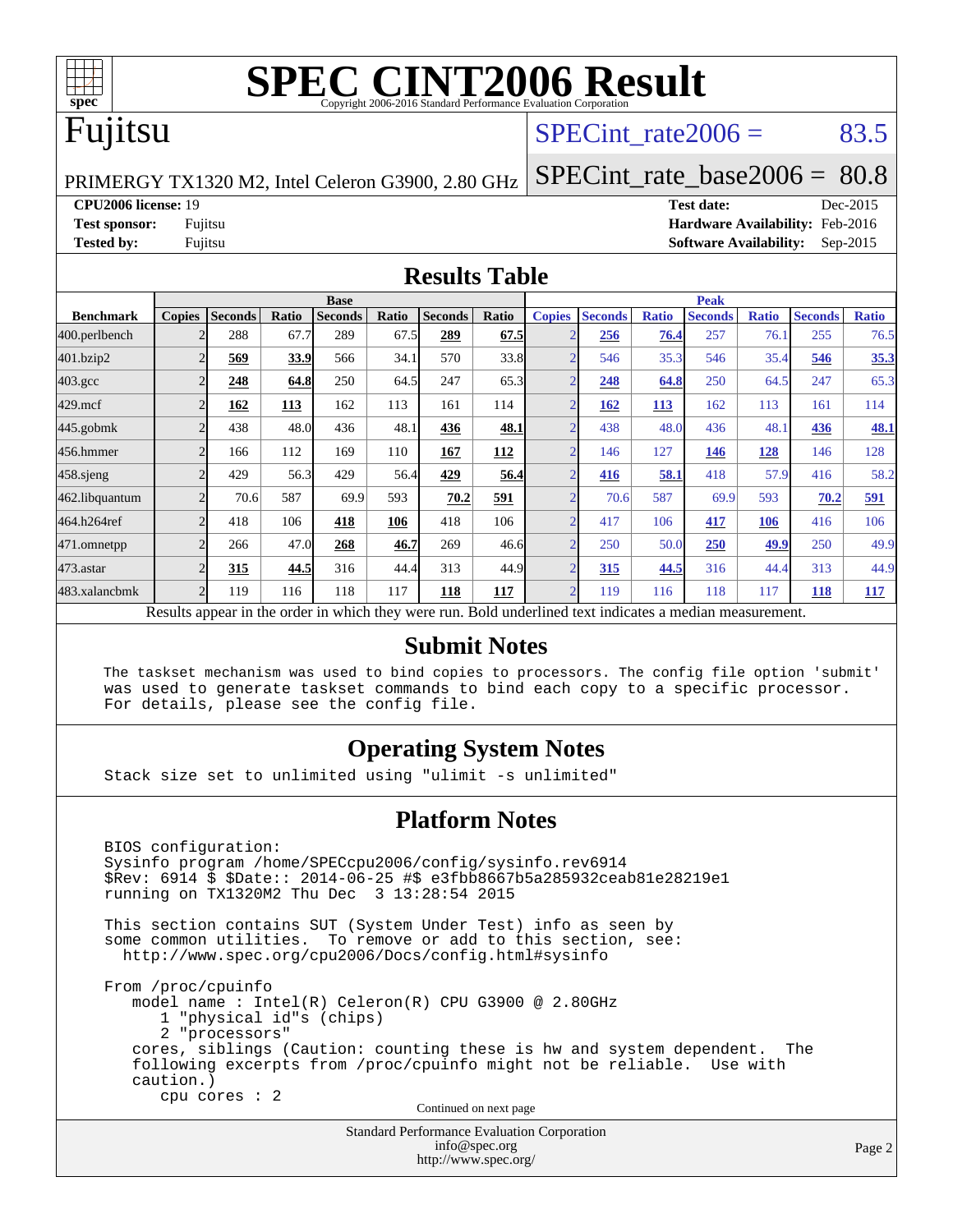# SPEC CINT2006 Result

Copyright 2006-2016 Standard Performance Evaluation Corporation

## Fujitsu

PRIMERGY TX1320 M2, Intel Celeron G3900, 2.80 GHz

SPECint_rate2006 = 83.5

SPECint_rate_base2006 = 80.8

**CPU2006 license:** 19
**Test sponsor:** Fujitsu
**Tested by:** Fujitsu

**Test date:** Dec-2015
**Hardware Availability:** Feb-2016
**Software Availability:** Sep-2015

## Results Table

| Benchmark | Base | | | | | | | Peak | | | | | | |
|---|---|---|---|---|---|---|---|---|---|---|---|---|---|---|
| | Copies | Seconds | Ratio | Seconds | Ratio | Seconds | Ratio | Copies | Seconds | Ratio | Seconds | Ratio | Seconds | Ratio |
| 400.perlbench | 2 | 288 | 67.7 | 289 | 67.5 | **289** | **67.5** | 2 | **256** | **76.4** | 257 | 76.1 | 255 | 76.5 |
| 401.bzip2 | 2 | **569** | **33.9** | 566 | 34.1 | 570 | 33.8 | 2 | 546 | 35.3 | 546 | 35.4 | **546** | **35.3** |
| 403.gcc | 2 | **248** | **64.8** | 250 | 64.5 | 247 | 65.3 | 2 | **248** | **64.8** | 250 | 64.5 | 247 | 65.3 |
| 429.mcf | 2 | **162** | **113** | 162 | 113 | 161 | 114 | 2 | **162** | **113** | 162 | 113 | 161 | 114 |
| 445.gobmk | 2 | 438 | 48.0 | 436 | 48.1 | **436** | **48.1** | 2 | 438 | 48.0 | 436 | 48.1 | **436** | **48.1** |
| 456.hmmer | 2 | 166 | 112 | 169 | 110 | **167** | **112** | 2 | 146 | 127 | **146** | **128** | 146 | 128 |
| 458.sjeng | 2 | 429 | 56.3 | 429 | 56.4 | **429** | **56.4** | 2 | **416** | **58.1** | 418 | 57.9 | 416 | 58.2 |
| 462.libquantum | 2 | 70.6 | 587 | 69.9 | 593 | **70.2** | **591** | 2 | 70.6 | 587 | 69.9 | 593 | **70.2** | **591** |
| 464.h264ref | 2 | 418 | 106 | **418** | **106** | 418 | 106 | 2 | 417 | 106 | **417** | **106** | 416 | 106 |
| 471.omnetpp | 2 | 266 | 47.0 | **268** | **46.7** | 269 | 46.6 | 2 | 250 | 50.0 | **250** | **49.9** | 250 | 49.9 |
| 473.astar | 2 | **315** | **44.5** | 316 | 44.4 | 313 | 44.9 | 2 | **315** | **44.5** | 316 | 44.4 | 313 | 44.9 |
| 483.xalancbmk | 2 | 119 | 116 | 118 | 117 | **118** | **117** | 2 | 119 | 116 | 118 | 117 | **118** | **117** |

Results appear in the order in which they were run. Bold underlined text indicates a median measurement.

## Submit Notes

```
The taskset mechanism was used to bind copies to processors. The config file option 'submit'
was used to generate taskset commands to bind each copy to a specific processor.
For details, please see the config file.
```

## Operating System Notes

```
Stack size set to unlimited using "ulimit -s unlimited"
```

## Platform Notes

```
BIOS configuration:
Sysinfo program /home/SPECcpu2006/config/sysinfo.rev6914
$Rev: 6914 $ $Date:: 2014-06-25 #$ e3fbb8667b5a285932ceab81e28219e1
running on TX1320M2 Thu Dec  3 13:28:54 2015

This section contains SUT (System Under Test) info as seen by
some common utilities.  To remove or add to this section, see:
  http://www.spec.org/cpu2006/Docs/config.html#sysinfo

From /proc/cpuinfo
   model name : Intel(R) Celeron(R) CPU G3900 @ 2.80GHz
      1 "physical id"s (chips)
      2 "processors"
   cores, siblings (Caution: counting these is hw and system dependent.  The
   following excerpts from /proc/cpuinfo might not be reliable.  Use with
   caution.)
      cpu cores : 2
```

Continued on next page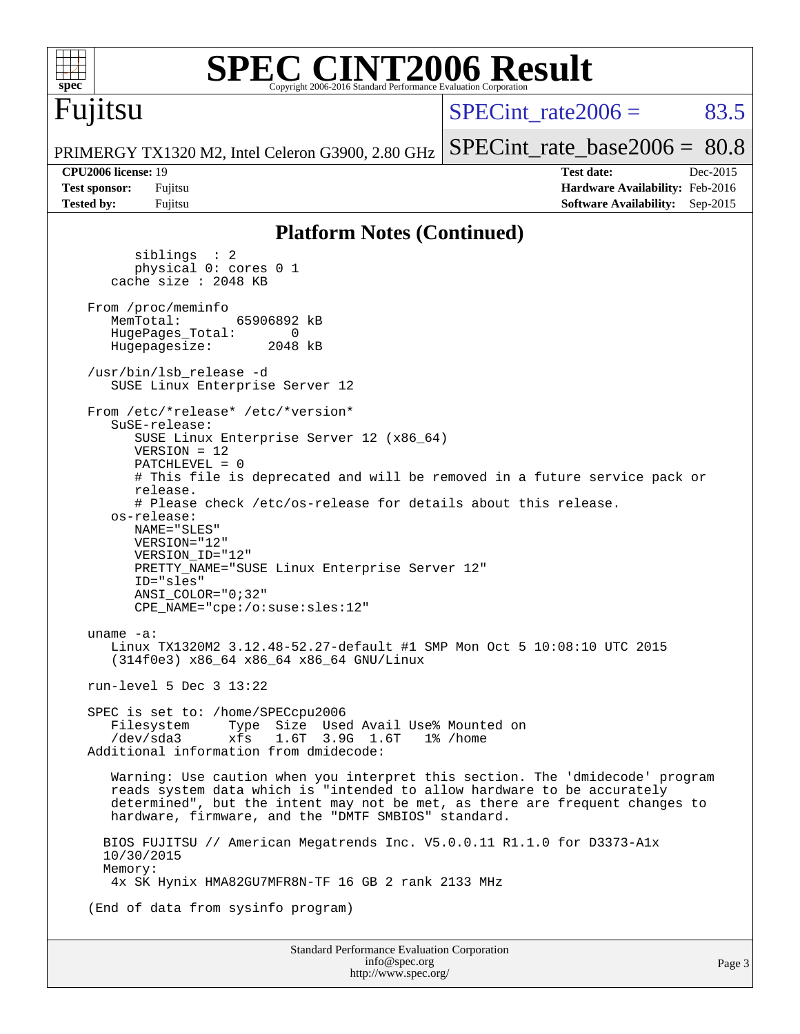# SPEC CINT2006 Result

Copyright 2006-2016 Standard Performance Evaluation Corporation

## Fujitsu

PRIMERGY TX1320 M2, Intel Celeron G3900, 2.80 GHz

SPECint_rate2006 = 83.5

SPECint_rate_base2006 = 80.8

**CPU2006 license:** 19
**Test sponsor:** Fujitsu
**Tested by:** Fujitsu

**Test date:** Dec-2015
**Hardware Availability:** Feb-2016
**Software Availability:** Sep-2015

### Platform Notes (Continued)

```
        siblings  : 2
        physical 0: cores 0 1
     cache size : 2048 KB

  From /proc/meminfo
     MemTotal:       65906892 kB
     HugePages_Total:       0
     Hugepagesize:       2048 kB

  /usr/bin/lsb_release -d
     SUSE Linux Enterprise Server 12

  From /etc/*release* /etc/*version*
     SuSE-release:
        SUSE Linux Enterprise Server 12 (x86_64)
        VERSION = 12
        PATCHLEVEL = 0
        # This file is deprecated and will be removed in a future service pack or
        release.
        # Please check /etc/os-release for details about this release.
     os-release:
        NAME="SLES"
        VERSION="12"
        VERSION_ID="12"
        PRETTY_NAME="SUSE Linux Enterprise Server 12"
        ID="sles"
        ANSI_COLOR="0;32"
        CPE_NAME="cpe:/o:suse:sles:12"

  uname -a:
     Linux TX1320M2 3.12.48-52.27-default #1 SMP Mon Oct 5 10:08:10 UTC 2015
     (314f0e3) x86_64 x86_64 x86_64 GNU/Linux

  run-level 5 Dec 3 13:22

  SPEC is set to: /home/SPECcpu2006
     Filesystem     Type  Size  Used Avail Use% Mounted on
     /dev/sda3      xfs   1.6T  3.9G  1.6T   1% /home
  Additional information from dmidecode:

     Warning: Use caution when you interpret this section. The 'dmidecode' program
     reads system data which is "intended to allow hardware to be accurately
     determined", but the intent may not be met, as there are frequent changes to
     hardware, firmware, and the "DMTF SMBIOS" standard.

    BIOS FUJITSU // American Megatrends Inc. V5.0.0.11 R1.1.0 for D3373-A1x
    10/30/2015
    Memory:
     4x SK Hynix HMA82GU7MFR8N-TF 16 GB 2 rank 2133 MHz

  (End of data from sysinfo program)
```

Standard Performance Evaluation Corporation
info@spec.org
http://www.spec.org/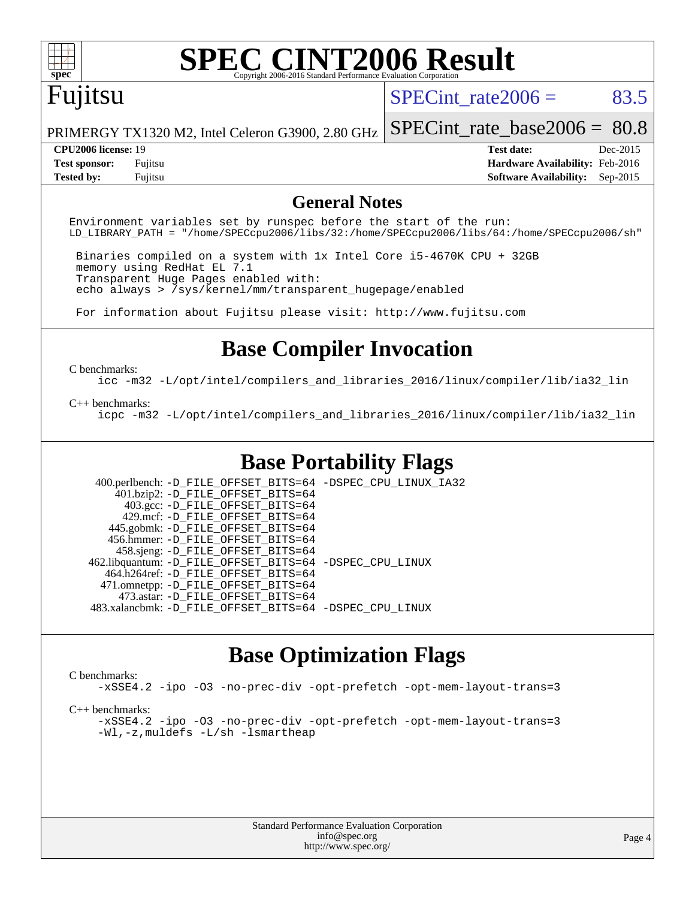# SPEC CINT2006 Result

Copyright 2006-2016 Standard Performance Evaluation Corporation

## Fujitsu

PRIMERGY TX1320 M2, Intel Celeron G3900, 2.80 GHz

SPECint_rate2006 = 83.5

SPECint_rate_base2006 = 80.8

| | | | |
|---|---|---|---|
| **CPU2006 license:** 19 | | **Test date:** | Dec-2015 |
| **Test sponsor:** | Fujitsu | **Hardware Availability:** | Feb-2016 |
| **Tested by:** | Fujitsu | **Software Availability:** | Sep-2015 |

## General Notes

```
Environment variables set by runspec before the start of the run:
LD_LIBRARY_PATH = "/home/SPECcpu2006/libs/32:/home/SPECcpu2006/libs/64:/home/SPECcpu2006/sh"

 Binaries compiled on a system with 1x Intel Core i5-4670K CPU + 32GB
 memory using RedHat EL 7.1
 Transparent Huge Pages enabled with:
 echo always > /sys/kernel/mm/transparent_hugepage/enabled

 For information about Fujitsu please visit: http://www.fujitsu.com
```

## Base Compiler Invocation

C benchmarks:

```
icc -m32 -L/opt/intel/compilers_and_libraries_2016/linux/compiler/lib/ia32_lin
```

C++ benchmarks:

```
icpc -m32 -L/opt/intel/compilers_and_libraries_2016/linux/compiler/lib/ia32_lin
```

## Base Portability Flags

```
   400.perlbench: -D_FILE_OFFSET_BITS=64 -DSPEC_CPU_LINUX_IA32
       401.bzip2: -D_FILE_OFFSET_BITS=64
         403.gcc: -D_FILE_OFFSET_BITS=64
         429.mcf: -D_FILE_OFFSET_BITS=64
       445.gobmk: -D_FILE_OFFSET_BITS=64
      456.hmmer: -D_FILE_OFFSET_BITS=64
       458.sjeng: -D_FILE_OFFSET_BITS=64
 462.libquantum: -D_FILE_OFFSET_BITS=64 -DSPEC_CPU_LINUX
     464.h264ref: -D_FILE_OFFSET_BITS=64
     471.omnetpp: -D_FILE_OFFSET_BITS=64
       473.astar: -D_FILE_OFFSET_BITS=64
 483.xalancbmk: -D_FILE_OFFSET_BITS=64 -DSPEC_CPU_LINUX
```

## Base Optimization Flags

C benchmarks:

```
-xSSE4.2 -ipo -O3 -no-prec-div -opt-prefetch -opt-mem-layout-trans=3
```

C++ benchmarks:

```
-xSSE4.2 -ipo -O3 -no-prec-div -opt-prefetch -opt-mem-layout-trans=3
-Wl,-z,muldefs -L/sh -lsmartheap
```

Standard Performance Evaluation Corporation
info@spec.org
http://www.spec.org/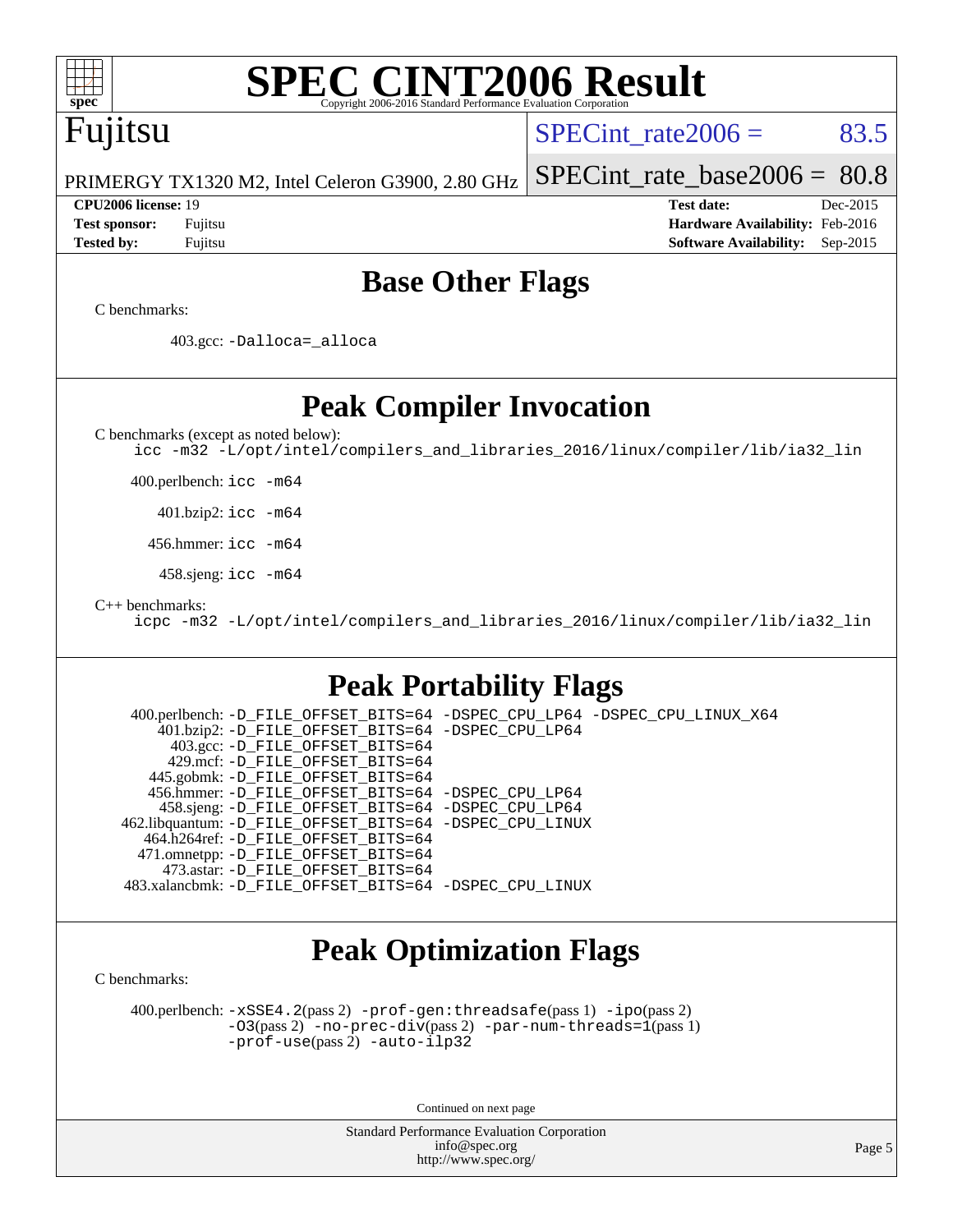# SPEC CINT2006 Result

Copyright 2006-2016 Standard Performance Evaluation Corporation

## Fujitsu

PRIMERGY TX1320 M2, Intel Celeron G3900, 2.80 GHz

SPECint_rate2006 = 83.5

SPECint_rate_base2006 = 80.8

| | | | |
|---|---|---|---|
| **CPU2006 license:** 19 | | **Test date:** | Dec-2015 |
| **Test sponsor:** | Fujitsu | **Hardware Availability:** | Feb-2016 |
| **Tested by:** | Fujitsu | **Software Availability:** | Sep-2015 |

## Base Other Flags

C benchmarks:

403.gcc: -Dalloca=_alloca

## Peak Compiler Invocation

C benchmarks (except as noted below):

icc -m32 -L/opt/intel/compilers_and_libraries_2016/linux/compiler/lib/ia32_lin

400.perlbench: icc -m64

401.bzip2: icc -m64

456.hmmer: icc -m64

458.sjeng: icc -m64

C++ benchmarks:

icpc -m32 -L/opt/intel/compilers_and_libraries_2016/linux/compiler/lib/ia32_lin

## Peak Portability Flags

400.perlbench: -D_FILE_OFFSET_BITS=64 -DSPEC_CPU_LP64 -DSPEC_CPU_LINUX_X64
401.bzip2: -D_FILE_OFFSET_BITS=64 -DSPEC_CPU_LP64
403.gcc: -D_FILE_OFFSET_BITS=64
429.mcf: -D_FILE_OFFSET_BITS=64
445.gobmk: -D_FILE_OFFSET_BITS=64
456.hmmer: -D_FILE_OFFSET_BITS=64 -DSPEC_CPU_LP64
458.sjeng: -D_FILE_OFFSET_BITS=64 -DSPEC_CPU_LP64
462.libquantum: -D_FILE_OFFSET_BITS=64 -DSPEC_CPU_LINUX
464.h264ref: -D_FILE_OFFSET_BITS=64
471.omnetpp: -D_FILE_OFFSET_BITS=64
473.astar: -D_FILE_OFFSET_BITS=64
483.xalancbmk: -D_FILE_OFFSET_BITS=64 -DSPEC_CPU_LINUX

## Peak Optimization Flags

C benchmarks:

400.perlbench: -xSSE4.2(pass 2) -prof-gen:threadsafe(pass 1) -ipo(pass 2) -O3(pass 2) -no-prec-div(pass 2) -par-num-threads=1(pass 1) -prof-use(pass 2) -auto-ilp32

Continued on next page

Standard Performance Evaluation Corporation
info@spec.org
http://www.spec.org/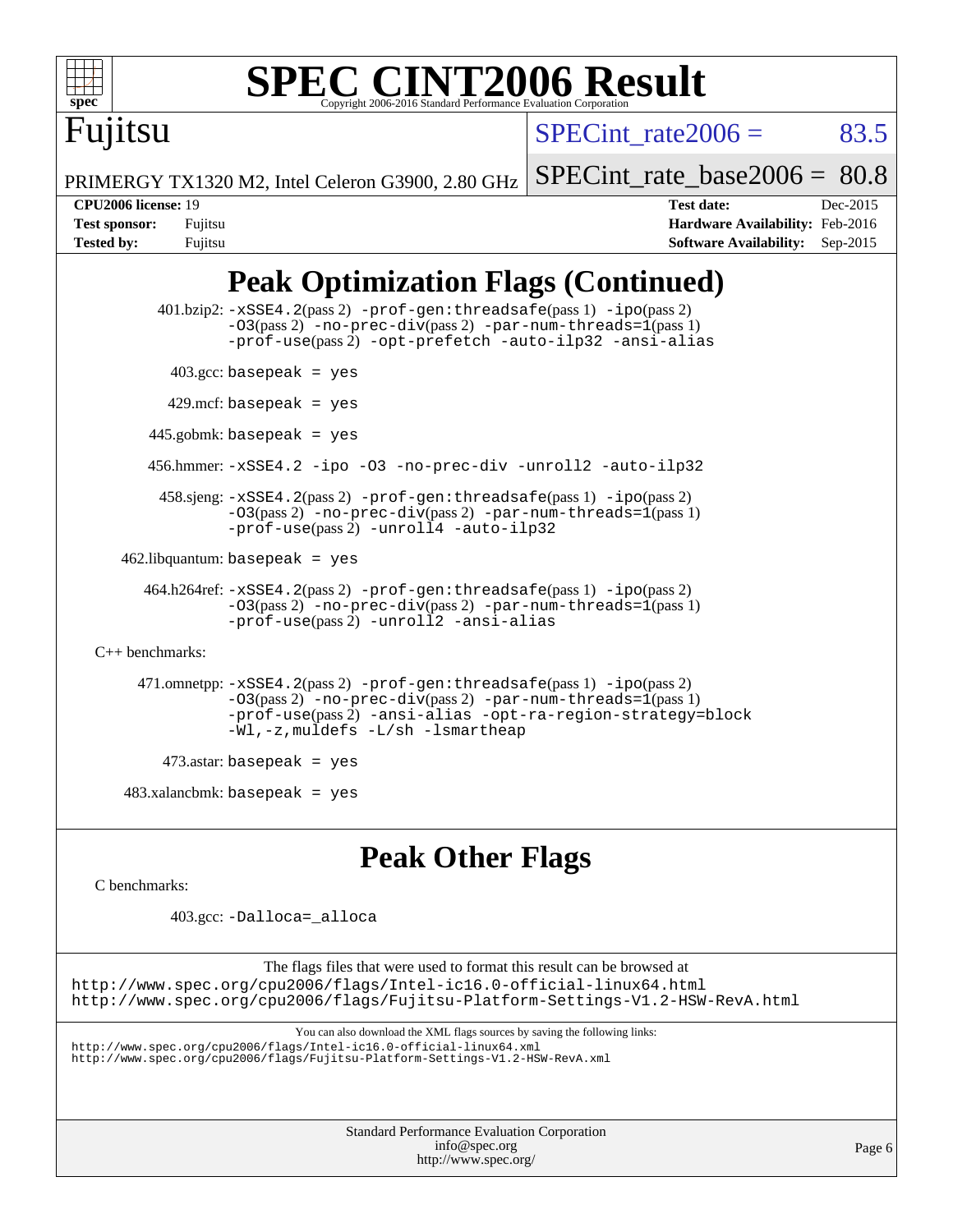# SPEC CINT2006 Result

Fujitsu

PRIMERGY TX1320 M2, Intel Celeron G3900, 2.80 GHz

SPECint_rate2006 = 83.5

SPECint_rate_base2006 = 80.8

**CPU2006 license:** 19
**Test sponsor:** Fujitsu
**Tested by:** Fujitsu

**Test date:** Dec-2015
**Hardware Availability:** Feb-2016
**Software Availability:** Sep-2015

## Peak Optimization Flags (Continued)

401.bzip2: -xSSE4.2(pass 2) -prof-gen:threadsafe(pass 1) -ipo(pass 2) -O3(pass 2) -no-prec-div(pass 2) -par-num-threads=1(pass 1) -prof-use(pass 2) -opt-prefetch -auto-ilp32 -ansi-alias

403.gcc: basepeak = yes

429.mcf: basepeak = yes

445.gobmk: basepeak = yes

456.hmmer: -xSSE4.2 -ipo -O3 -no-prec-div -unroll2 -auto-ilp32

458.sjeng: -xSSE4.2(pass 2) -prof-gen:threadsafe(pass 1) -ipo(pass 2) -O3(pass 2) -no-prec-div(pass 2) -par-num-threads=1(pass 1) -prof-use(pass 2) -unroll4 -auto-ilp32

462.libquantum: basepeak = yes

464.h264ref: -xSSE4.2(pass 2) -prof-gen:threadsafe(pass 1) -ipo(pass 2) -O3(pass 2) -no-prec-div(pass 2) -par-num-threads=1(pass 1) -prof-use(pass 2) -unroll2 -ansi-alias

C++ benchmarks:

471.omnetpp: -xSSE4.2(pass 2) -prof-gen:threadsafe(pass 1) -ipo(pass 2) -O3(pass 2) -no-prec-div(pass 2) -par-num-threads=1(pass 1) -prof-use(pass 2) -ansi-alias -opt-ra-region-strategy=block -Wl,-z,muldefs -L/sh -lsmartheap

473.astar: basepeak = yes

483.xalancbmk: basepeak = yes

## Peak Other Flags

C benchmarks:

403.gcc: -Dalloca=_alloca

The flags files that were used to format this result can be browsed at
http://www.spec.org/cpu2006/flags/Intel-ic16.0-official-linux64.html
http://www.spec.org/cpu2006/flags/Fujitsu-Platform-Settings-V1.2-HSW-RevA.html

You can also download the XML flags sources by saving the following links:
http://www.spec.org/cpu2006/flags/Intel-ic16.0-official-linux64.xml
http://www.spec.org/cpu2006/flags/Fujitsu-Platform-Settings-V1.2-HSW-RevA.xml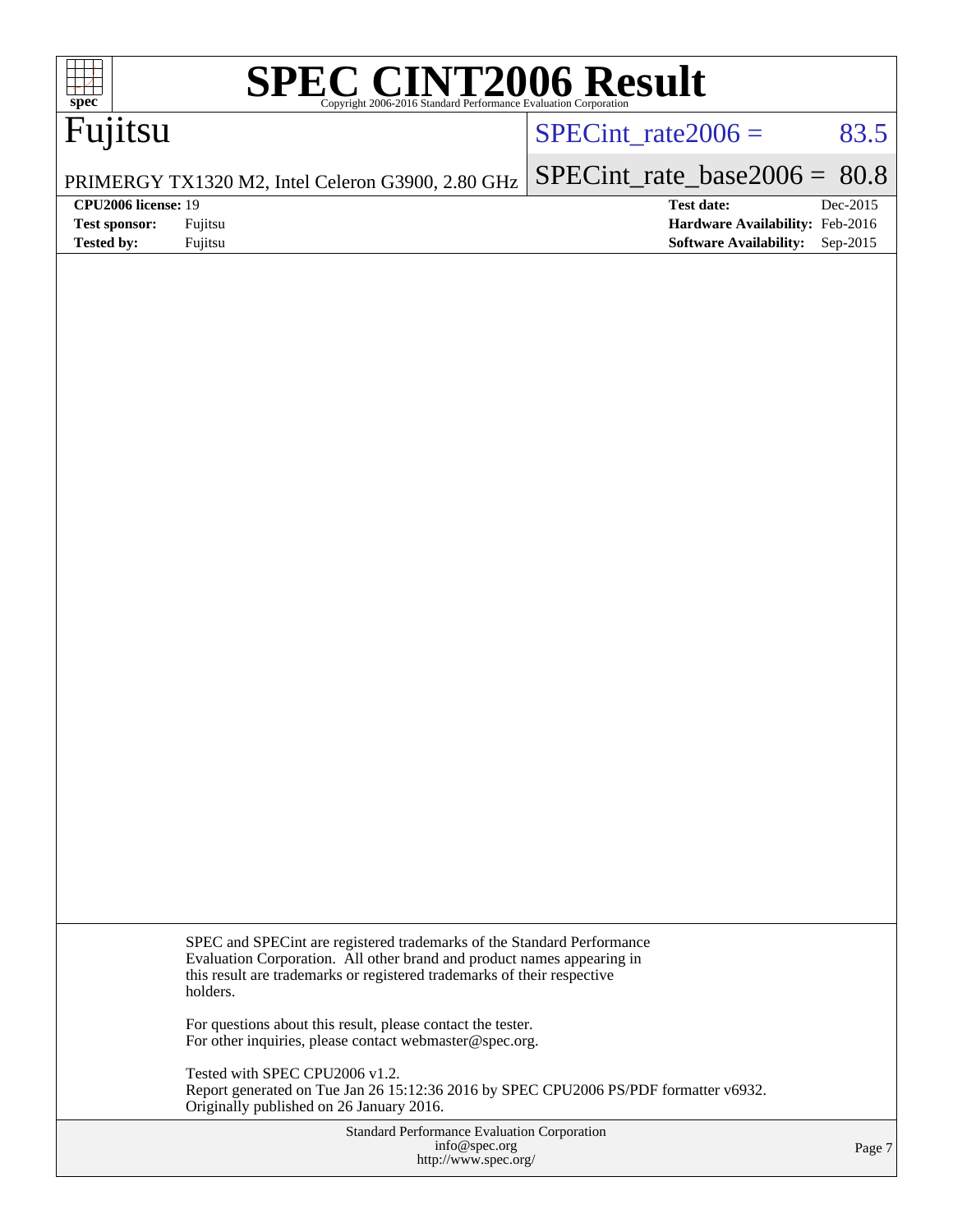SPEC and SPECint are registered trademarks of the Standard Performance Evaluation Corporation. All other brand and product names appearing in this result are trademarks or registered trademarks of their respective holders.

For questions about this result, please contact the tester.
For other inquiries, please contact webmaster@spec.org.

Tested with SPEC CPU2006 v1.2.
Report generated on Tue Jan 26 15:12:36 2016 by SPEC CPU2006 PS/PDF formatter v6932.
Originally published on 26 January 2016.